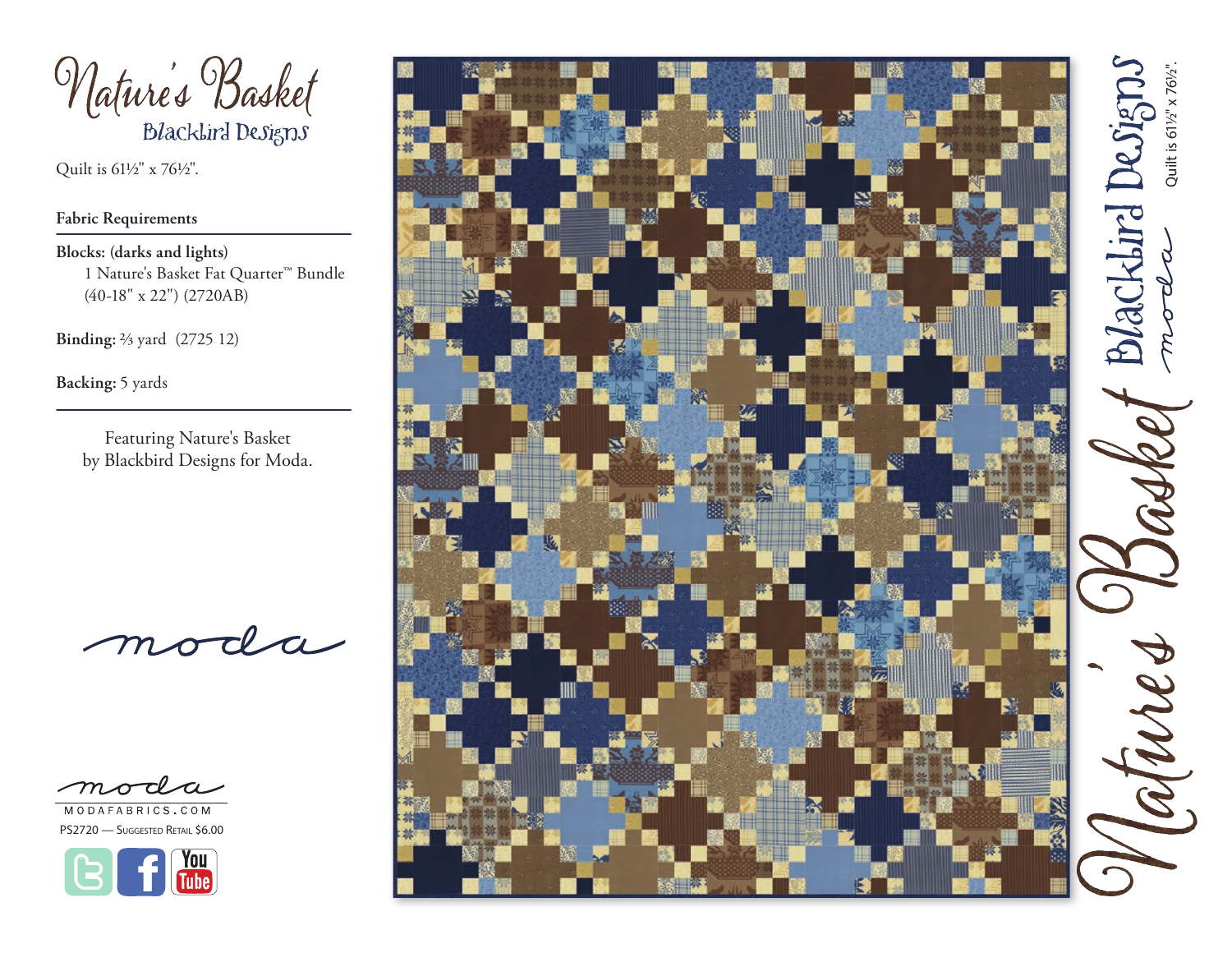# Nature's Basket

## Blackbird Designs

Quilt is 61½" x 76½".

### Fabric Requirements

**Blocks: (darks and lights)**
1 Nature's Basket Fat Quarter™ Bundle (40-18" x 22") (2720AB)

**Binding:** ⅔ yard (2725 12)

**Backing:** 5 yards

Featuring Nature's Basket by Blackbird Designs for Moda.

moda

moda
MODAFABRICS.COM
PS2720 — Suggested Retail $6.00

Nature's Basket
Blackbird Designs
moda
Quilt is 61½" x 76½".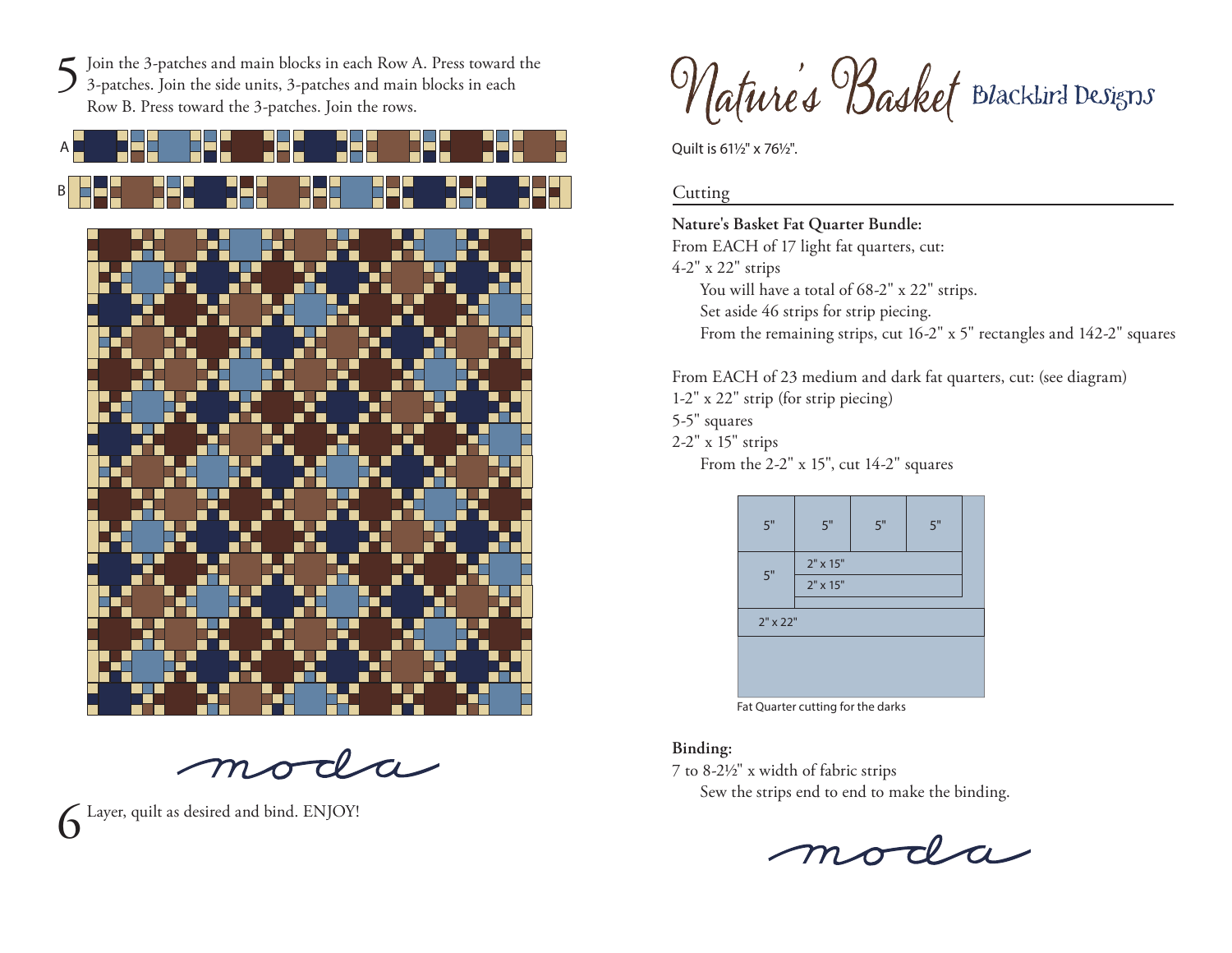5 Join the 3-patches and main blocks in each Row A. Press toward the 3-patches. Join the side units, 3-patches and main blocks in each Row B. Press toward the 3-patches. Join the rows.

A

B

6 Layer, quilt as desired and bind. ENJOY!

# Nature's Basket

Blackbird Designs

Quilt is 61½" x 76½".

## Cutting

**Nature's Basket Fat Quarter Bundle:**

From EACH of 17 light fat quarters, cut:

4-2" x 22" strips

You will have a total of 68-2" x 22" strips.

Set aside 46 strips for strip piecing.

From the remaining strips, cut 16-2" x 5" rectangles and 142-2" squares

From EACH of 23 medium and dark fat quarters, cut: (see diagram)

1-2" x 22" strip (for strip piecing)

5-5" squares

2-2" x 15" strips

From the 2-2" x 15", cut 14-2" squares

5" | 5" | 5" | 5"

5" | 2" x 15" | 2" x 15"

2" x 22"

Fat Quarter cutting for the darks

**Binding:**

7 to 8-2½" x width of fabric strips

Sew the strips end to end to make the binding.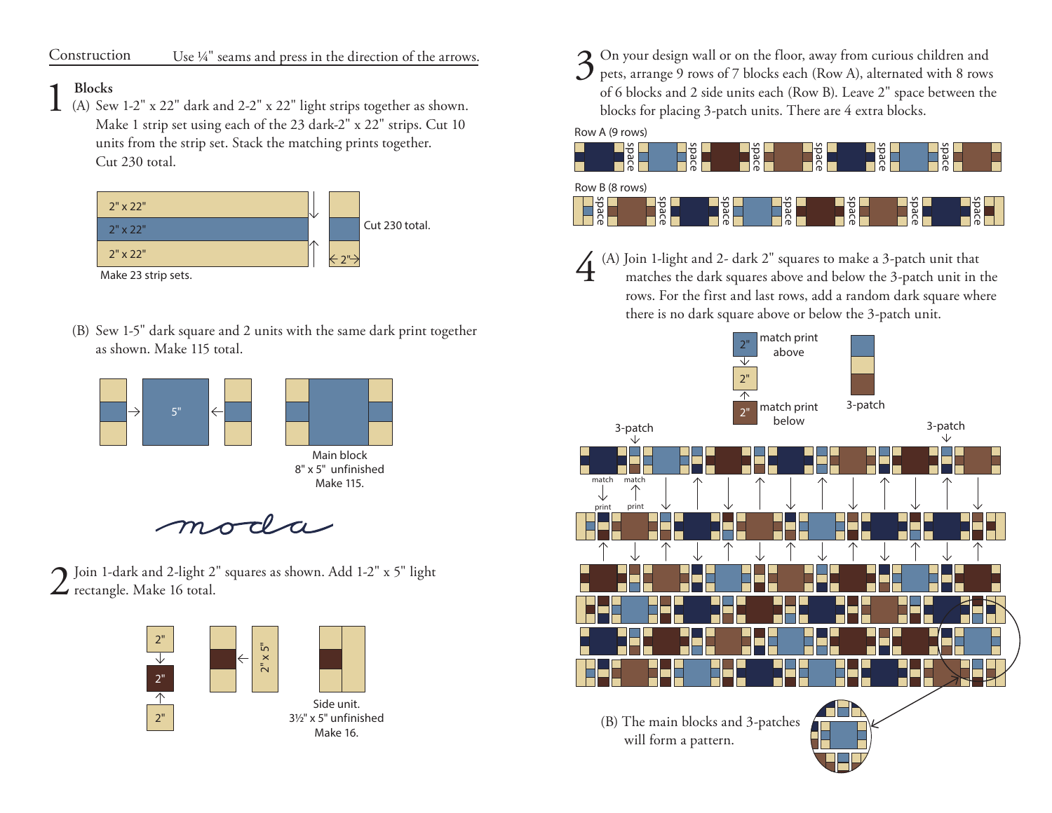## Construction

Use ¼" seams and press in the direction of the arrows.

### 1 Blocks

(A) Sew 1-2" x 22" dark and 2-2" x 22" light strips together as shown. Make 1 strip set using each of the 23 dark-2" x 22" strips. Cut 10 units from the strip set. Stack the matching prints together. Cut 230 total.

2" x 22"
2" x 22"
2" x 22"
Make 23 strip sets.
2"
Cut 230 total.

(B) Sew 1-5" dark square and 2 units with the same dark print together as shown. Make 115 total.

5"

Main block
8" x 5" unfinished
Make 115.

moda

### 2

Join 1-dark and 2-light 2" squares as shown. Add 1-2" x 5" light rectangle. Make 16 total.

2"
2"
2"
2" x 5"

Side unit.
3½" x 5" unfinished
Make 16.

### 3

On your design wall or on the floor, away from curious children and pets, arrange 9 rows of 7 blocks each (Row A), alternated with 8 rows of 6 blocks and 2 side units each (Row B). Leave 2" space between the blocks for placing 3-patch units. There are 4 extra blocks.

Row A (9 rows)
space space space space space space

Row B (8 rows)
space space space space space space space

### 4

(A) Join 1-light and 2- dark 2" squares to make a 3-patch unit that matches the dark squares above and below the 3-patch unit in the rows. For the first and last rows, add a random dark square where there is no dark square above or below the 3-patch unit.

2" match print above
2"
2" match print below
3-patch

3-patch
3-patch
match print
match print

(B) The main blocks and 3-patches will form a pattern.